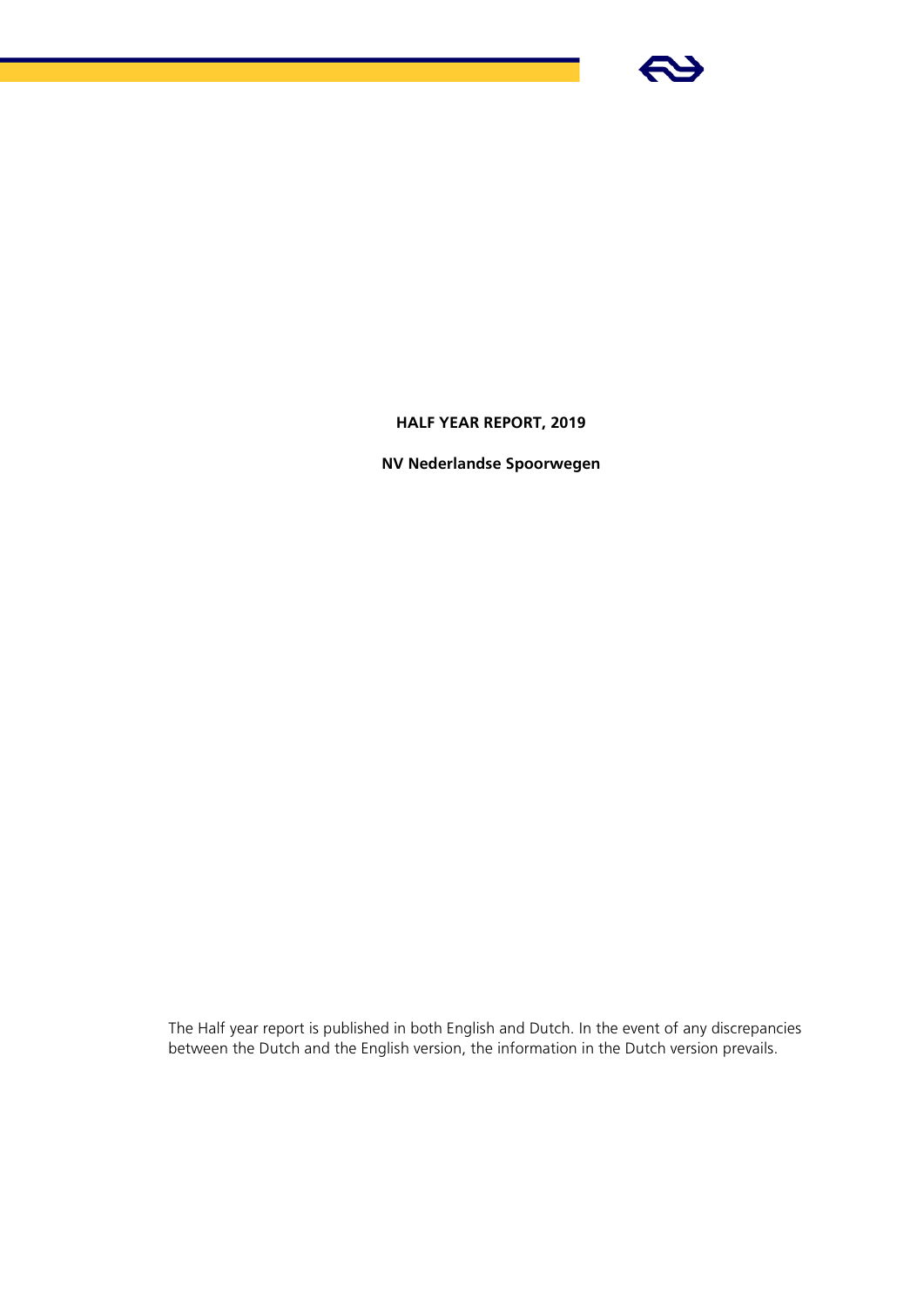# HALF YEAR REPORT, 2019

**NV Nederlandse Spoorwegen**

The Half year report is published in both English and Dutch. In the event of any discrepancies between the Dutch and the English version, the information in the Dutch version prevails.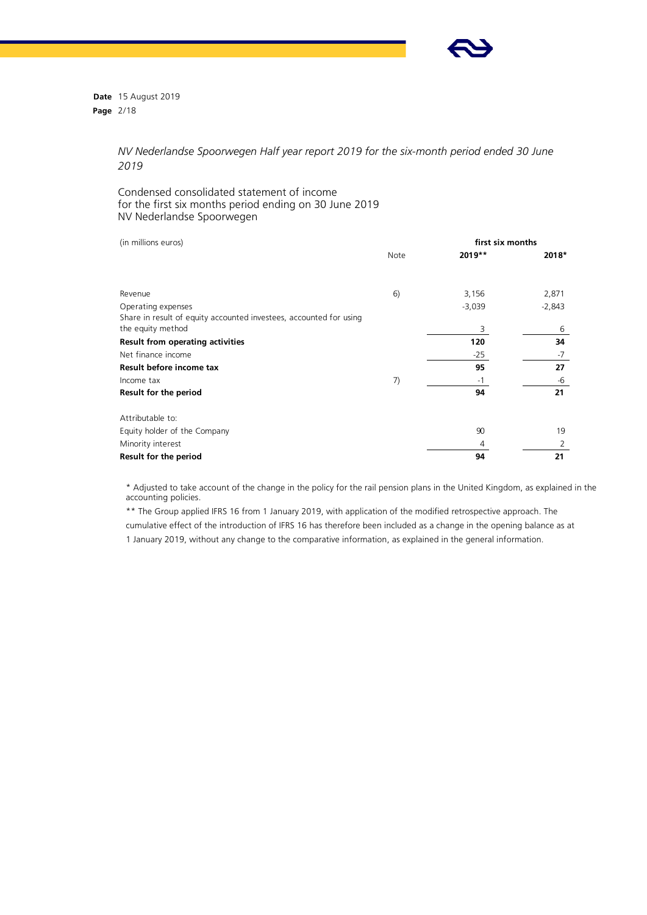*NV Nederlandse Spoorwegen Half year report 2019 for the six-month period ended 30 June 2019*

## Condensed consolidated statement of income
for the first six months period ending on 30 June 2019
NV Nederlandse Spoorwegen

| (in millions euros) | | first six months | |
|---|---|---|---|
| | Note | **2019\*\*** | **2018\*** |
| Revenue | 6) | 3,156 | 2,871 |
| Operating expenses | | -3,039 | -2,843 |
| Share in result of equity accounted investees, accounted for using the equity method | | 3 | 6 |
| **Result from operating activities** | | **120** | **34** |
| Net finance income | | -25 | -7 |
| **Result before income tax** | | **95** | **27** |
| Income tax | 7) | -1 | -6 |
| **Result for the period** | | **94** | **21** |
| | | | |
| Attributable to: | | | |
| Equity holder of the Company | | 90 | 19 |
| Minority interest | | 4 | 2 |
| **Result for the period** | | **94** | **21** |

\* Adjusted to take account of the change in the policy for the rail pension plans in the United Kingdom, as explained in the accounting policies.

\*\* The Group applied IFRS 16 from 1 January 2019, with application of the modified retrospective approach. The cumulative effect of the introduction of IFRS 16 has therefore been included as a change in the opening balance as at 1 January 2019, without any change to the comparative information, as explained in the general information.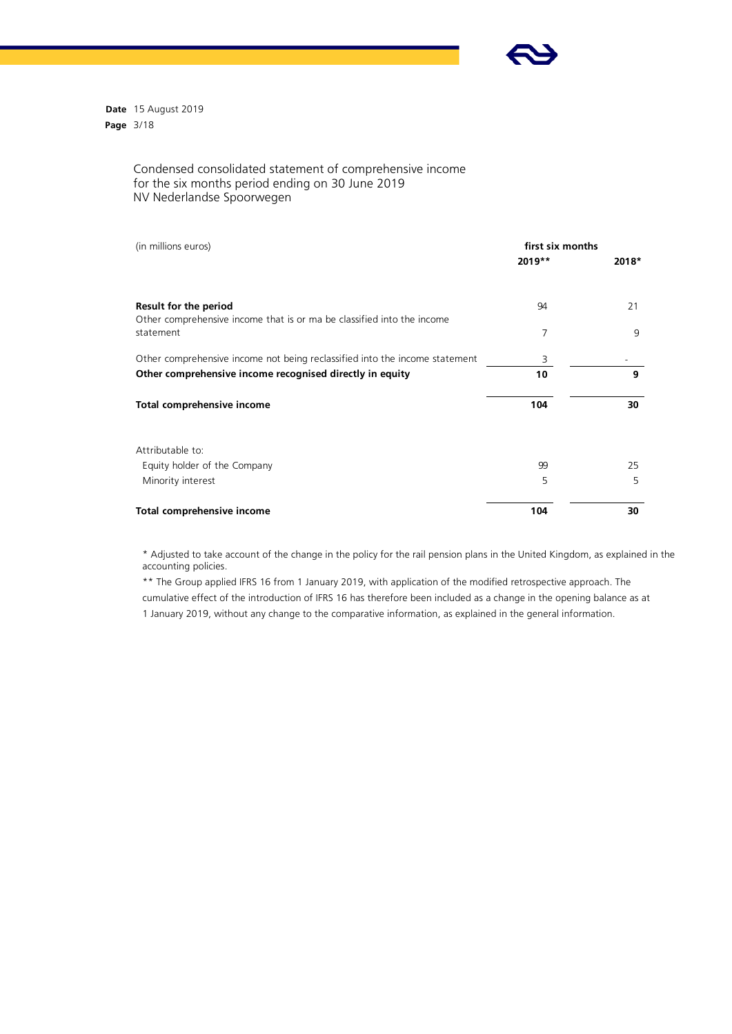Condensed consolidated statement of comprehensive income
for the six months period ending on 30 June 2019
NV Nederlandse Spoorwegen

| (in millions euros) | first six months | |
|---|---|---|
| | **2019\*\*** | **2018\*** |
| **Result for the period** | 94 | 21 |
| Other comprehensive income that is or ma be classified into the income statement | 7 | 9 |
| Other comprehensive income not being reclassified into the income statement | 3 | - |
| **Other comprehensive income recognised directly in equity** | **10** | **9** |
| **Total comprehensive income** | **104** | **30** |
| Attributable to: | | |
| Equity holder of the Company | 99 | 25 |
| Minority interest | 5 | 5 |
| **Total comprehensive income** | **104** | **30** |

\* Adjusted to take account of the change in the policy for the rail pension plans in the United Kingdom, as explained in the accounting policies.

\*\* The Group applied IFRS 16 from 1 January 2019, with application of the modified retrospective approach. The cumulative effect of the introduction of IFRS 16 has therefore been included as a change in the opening balance as at 1 January 2019, without any change to the comparative information, as explained in the general information.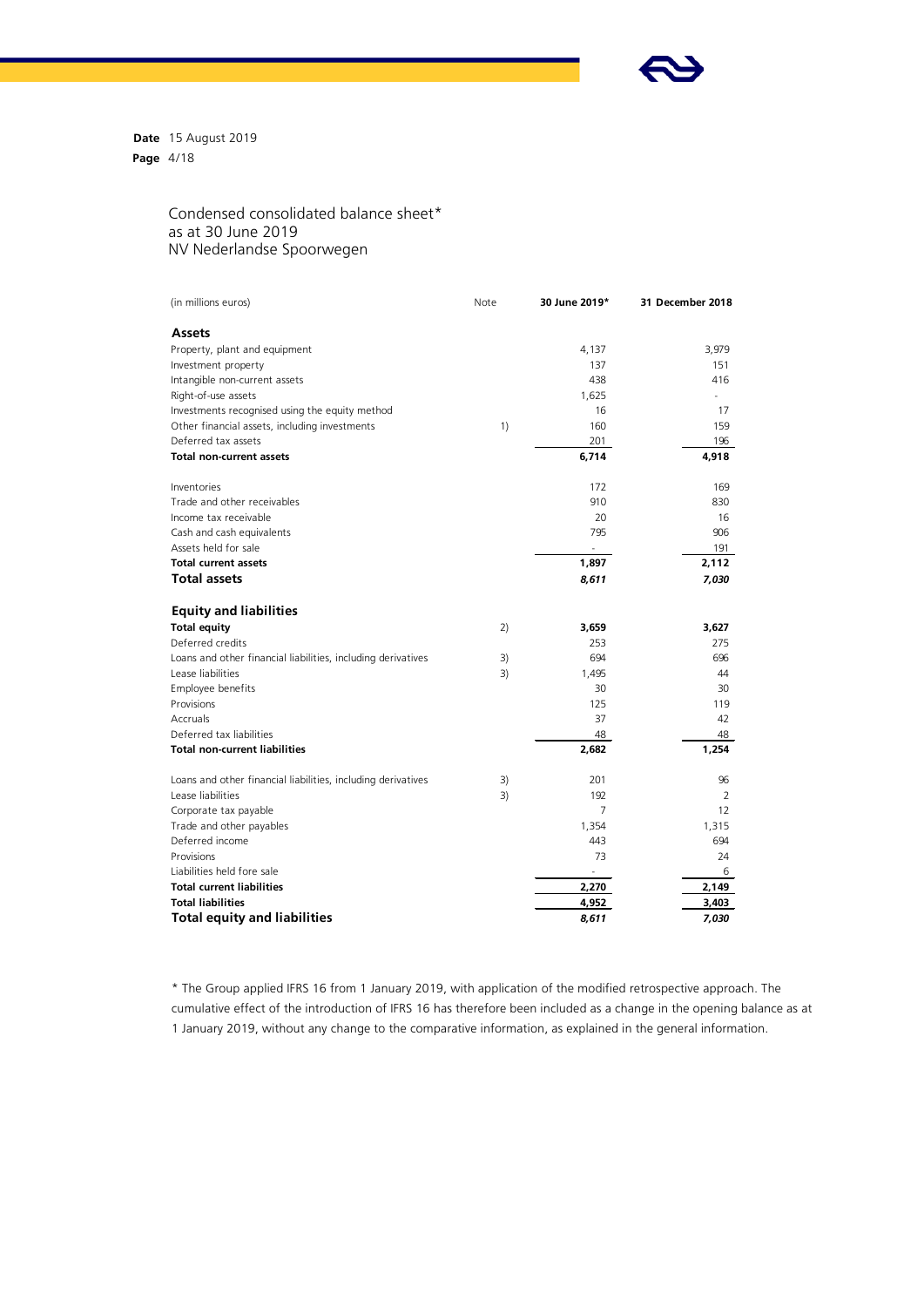Date 15 August 2019

## Condensed consolidated balance sheet*
## as at 30 June 2019
## NV Nederlandse Spoorwegen

| (in millions euros) | Note | 30 June 2019* | 31 December 2018 |
|---|---|---|---|
| **Assets** | | | |
| Property, plant and equipment | | 4,137 | 3,979 |
| Investment property | | 137 | 151 |
| Intangible non-current assets | | 438 | 416 |
| Right-of-use assets | | 1,625 | - |
| Investments recognised using the equity method | | 16 | 17 |
| Other financial assets, including investments | 1) | 160 | 159 |
| Deferred tax assets | | 201 | 196 |
| **Total non-current assets** | | **6,714** | **4,918** |
| | | | |
| Inventories | | 172 | 169 |
| Trade and other receivables | | 910 | 830 |
| Income tax receivable | | 20 | 16 |
| Cash and cash equivalents | | 795 | 906 |
| Assets held for sale | | - | 191 |
| **Total current assets** | | **1,897** | **2,112** |
| **Total assets** | | ***8,611*** | ***7,030*** |
| | | | |
| **Equity and liabilities** | | | |
| **Total equity** | 2) | **3,659** | **3,627** |
| Deferred credits | | 253 | 275 |
| Loans and other financial liabilities, including derivatives | 3) | 694 | 696 |
| Lease liabilities | 3) | 1,495 | 44 |
| Employee benefits | | 30 | 30 |
| Provisions | | 125 | 119 |
| Accruals | | 37 | 42 |
| Deferred tax liabilities | | 48 | 48 |
| **Total non-current liabilities** | | **2,682** | **1,254** |
| | | | |
| Loans and other financial liabilities, including derivatives | 3) | 201 | 96 |
| Lease liabilities | 3) | 192 | 2 |
| Corporate tax payable | | 7 | 12 |
| Trade and other payables | | 1,354 | 1,315 |
| Deferred income | | 443 | 694 |
| Provisions | | 73 | 24 |
| Liabilities held fore sale | | - | 6 |
| **Total current liabilities** | | **2,270** | **2,149** |
| **Total liabilities** | | **4,952** | **3,403** |
| **Total equity and liabilities** | | ***8,611*** | ***7,030*** |

* The Group applied IFRS 16 from 1 January 2019, with application of the modified retrospective approach. The cumulative effect of the introduction of IFRS 16 has therefore been included as a change in the opening balance as at 1 January 2019, without any change to the comparative information, as explained in the general information.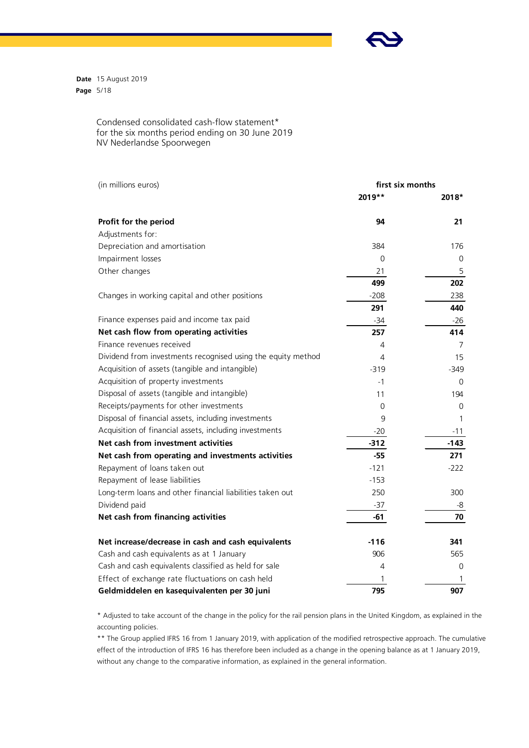Date 15 August 2019

## Condensed consolidated cash-flow statement*
for the six months period ending on 30 June 2019
NV Nederlandse Spoorwegen

| (in millions euros) | first six months | |
|---|---|---|
| | **2019**** | **2018*** |
| **Profit for the period** | **94** | **21** |
| Adjustments for: | | |
| Depreciation and amortisation | 384 | 176 |
| Impairment losses | 0 | 0 |
| Other changes | 21 | 5 |
| | **499** | **202** |
| Changes in working capital and other positions | -208 | 238 |
| | **291** | **440** |
| Finance expenses paid and income tax paid | -34 | -26 |
| **Net cash flow from operating activities** | **257** | **414** |
| Finance revenues received | 4 | 7 |
| Dividend from investments recognised using the equity method | 4 | 15 |
| Acquisition of assets (tangible and intangible) | -319 | -349 |
| Acquisition of property investments | -1 | 0 |
| Disposal of assets (tangible and intangible) | 11 | 194 |
| Receipts/payments for other investments | 0 | 0 |
| Disposal of financial assets, including investments | 9 | 1 |
| Acquisition of financial assets, including investments | -20 | -11 |
| **Net cash from investment activities** | **-312** | **-143** |
| **Net cash from operating and investments activities** | **-55** | **271** |
| Repayment of loans taken out | -121 | -222 |
| Repayment of lease liabilities | -153 | |
| Long-term loans and other financial liabilities taken out | 250 | 300 |
| Dividend paid | -37 | -8 |
| **Net cash from financing activities** | **-61** | **70** |
| | | |
| **Net increase/decrease in cash and cash equivalents** | **-116** | **341** |
| Cash and cash equivalents as at 1 January | 906 | 565 |
| Cash and cash equivalents classified as held for sale | 4 | 0 |
| Effect of exchange rate fluctuations on cash held | 1 | 1 |
| **Geldmiddelen en kasequivalenten per 30 juni** | **795** | **907** |

* Adjusted to take account of the change in the policy for the rail pension plans in the United Kingdom, as explained in the accounting policies.

** The Group applied IFRS 16 from 1 January 2019, with application of the modified retrospective approach. The cumulative effect of the introduction of IFRS 16 has therefore been included as a change in the opening balance as at 1 January 2019, without any change to the comparative information, as explained in the general information.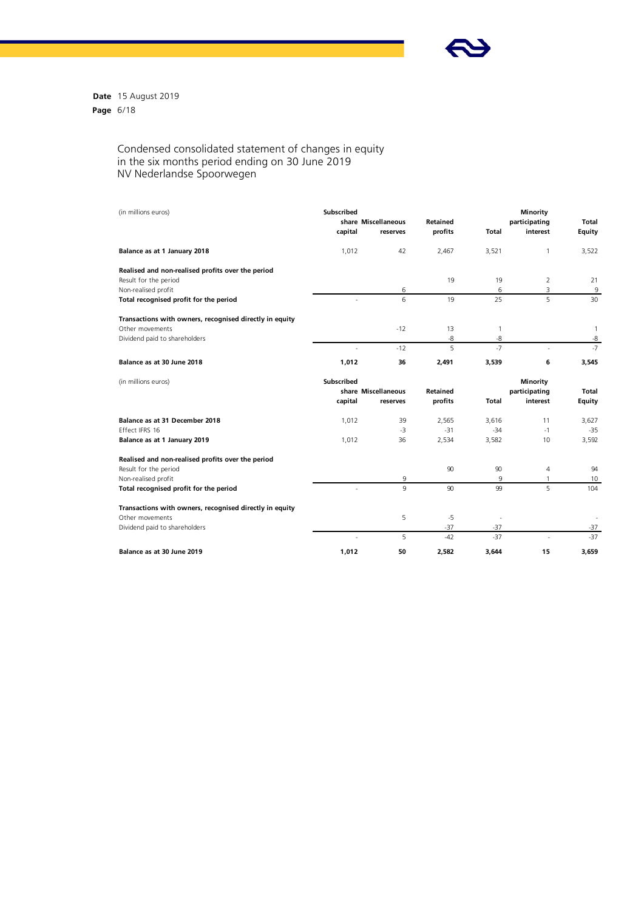Condensed consolidated statement of changes in equity in the six months period ending on 30 June 2019 NV Nederlandse Spoorwegen

| (in millions euros) | Subscribed share capital | Miscellaneous reserves | Retained profits | Total | Minority participating interest | Total Equity |
|---|---|---|---|---|---|---|
| **Balance as at 1 January 2018** | 1,012 | 42 | 2,467 | 3,521 | 1 | 3,522 |
| **Realised and non-realised profits over the period** | | | | | | |
| Result for the period | | | 19 | 19 | 2 | 21 |
| Non-realised profit | | 6 | | 6 | 3 | 9 |
| **Total recognised profit for the period** | - | 6 | 19 | 25 | 5 | 30 |
| **Transactions with owners, recognised directly in equity** | | | | | | |
| Other movements | | -12 | 13 | 1 | | 1 |
| Dividend paid to shareholders | | | -8 | -8 | | -8 |
| | - | -12 | 5 | -7 | - | -7 |
| **Balance as at 30 June 2018** | **1,012** | **36** | **2,491** | **3,539** | **6** | **3,545** |

| (in millions euros) | Subscribed share capital | Miscellaneous reserves | Retained profits | Total | Minority participating interest | Total Equity |
|---|---|---|---|---|---|---|
| **Balance as at 31 December 2018** | 1,012 | 39 | 2,565 | 3,616 | 11 | 3,627 |
| Effect IFRS 16 | | -3 | -31 | -34 | -1 | -35 |
| **Balance as at 1 January 2019** | 1,012 | 36 | 2,534 | 3,582 | 10 | 3,592 |
| **Realised and non-realised profits over the period** | | | | | | |
| Result for the period | | | 90 | 90 | 4 | 94 |
| Non-realised profit | | 9 | | 9 | 1 | 10 |
| **Total recognised profit for the period** | - | 9 | 90 | 99 | 5 | 104 |
| **Transactions with owners, recognised directly in equity** | | | | | | |
| Other movements | | 5 | -5 | - | | - |
| Dividend paid to shareholders | | | -37 | -37 | | -37 |
| | - | 5 | -42 | -37 | - | -37 |
| **Balance as at 30 June 2019** | **1,012** | **50** | **2,582** | **3,644** | **15** | **3,659** |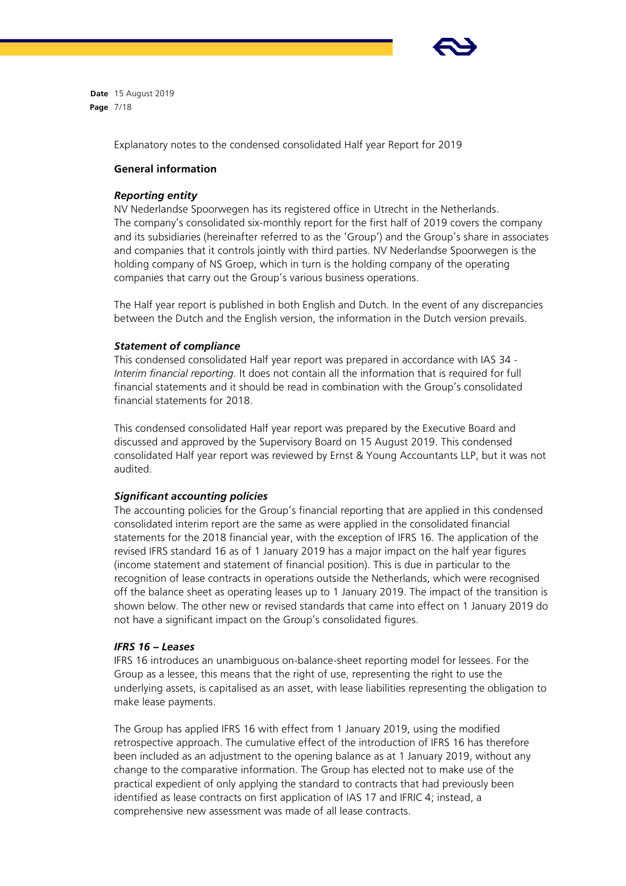Explanatory notes to the condensed consolidated Half year Report for 2019

## General information

### *Reporting entity*

NV Nederlandse Spoorwegen has its registered office in Utrecht in the Netherlands. The company's consolidated six-monthly report for the first half of 2019 covers the company and its subsidiaries (hereinafter referred to as the 'Group') and the Group's share in associates and companies that it controls jointly with third parties. NV Nederlandse Spoorwegen is the holding company of NS Groep, which in turn is the holding company of the operating companies that carry out the Group's various business operations.

The Half year report is published in both English and Dutch. In the event of any discrepancies between the Dutch and the English version, the information in the Dutch version prevails.

### *Statement of compliance*

This condensed consolidated Half year report was prepared in accordance with IAS 34 - *Interim financial reporting*. It does not contain all the information that is required for full financial statements and it should be read in combination with the Group's consolidated financial statements for 2018.

This condensed consolidated Half year report was prepared by the Executive Board and discussed and approved by the Supervisory Board on 15 August 2019. This condensed consolidated Half year report was reviewed by Ernst & Young Accountants LLP, but it was not audited.

### *Significant accounting policies*

The accounting policies for the Group's financial reporting that are applied in this condensed consolidated interim report are the same as were applied in the consolidated financial statements for the 2018 financial year, with the exception of IFRS 16. The application of the revised IFRS standard 16 as of 1 January 2019 has a major impact on the half year figures (income statement and statement of financial position). This is due in particular to the recognition of lease contracts in operations outside the Netherlands, which were recognised off the balance sheet as operating leases up to 1 January 2019. The impact of the transition is shown below. The other new or revised standards that came into effect on 1 January 2019 do not have a significant impact on the Group's consolidated figures.

### *IFRS 16 – Leases*

IFRS 16 introduces an unambiguous on-balance-sheet reporting model for lessees. For the Group as a lessee, this means that the right of use, representing the right to use the underlying assets, is capitalised as an asset, with lease liabilities representing the obligation to make lease payments.

The Group has applied IFRS 16 with effect from 1 January 2019, using the modified retrospective approach. The cumulative effect of the introduction of IFRS 16 has therefore been included as an adjustment to the opening balance as at 1 January 2019, without any change to the comparative information. The Group has elected not to make use of the practical expedient of only applying the standard to contracts that had previously been identified as lease contracts on first application of IAS 17 and IFRIC 4; instead, a comprehensive new assessment was made of all lease contracts.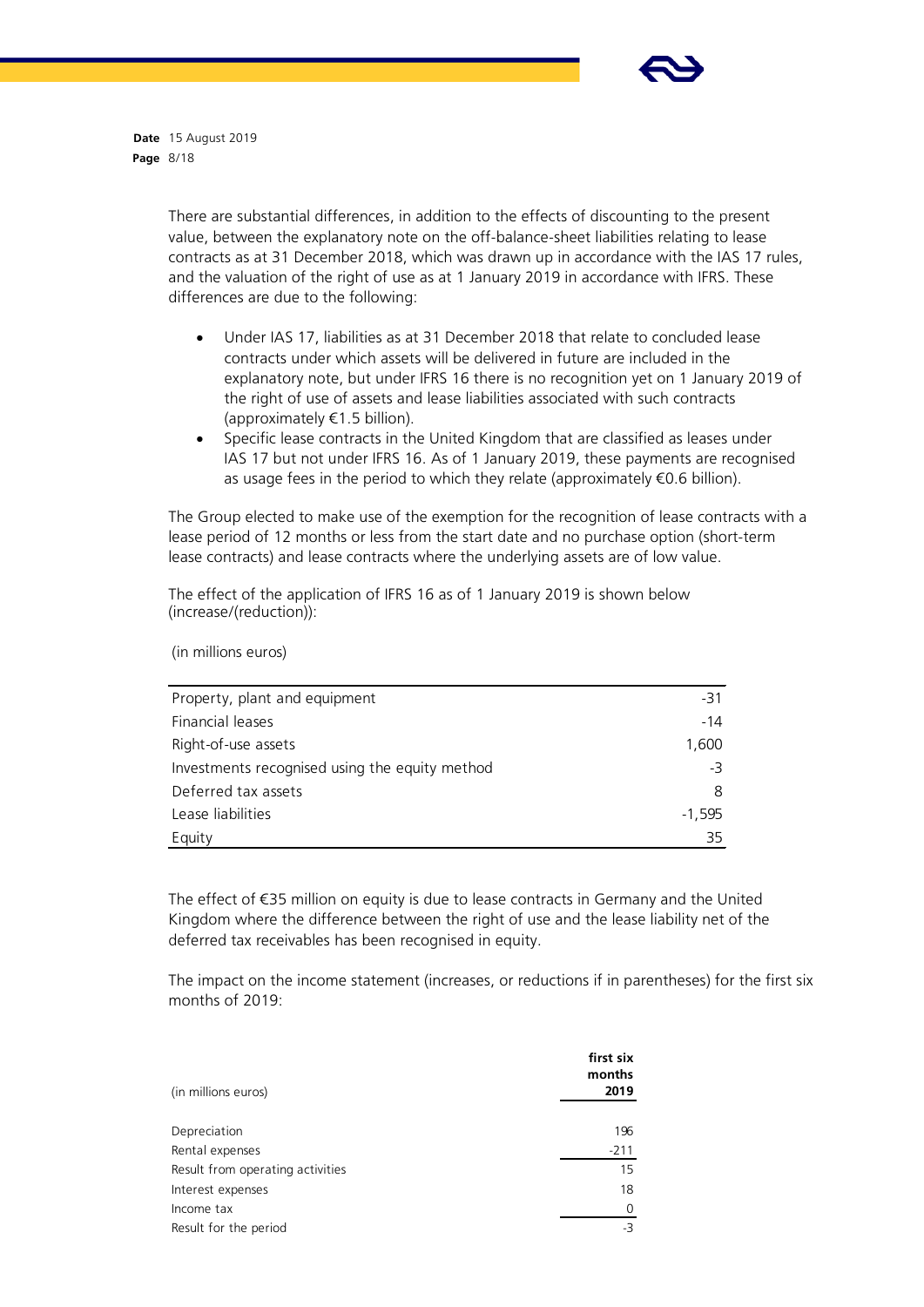There are substantial differences, in addition to the effects of discounting to the present value, between the explanatory note on the off-balance-sheet liabilities relating to lease contracts as at 31 December 2018, which was drawn up in accordance with the IAS 17 rules, and the valuation of the right of use as at 1 January 2019 in accordance with IFRS. These differences are due to the following:

- Under IAS 17, liabilities as at 31 December 2018 that relate to concluded lease contracts under which assets will be delivered in future are included in the explanatory note, but under IFRS 16 there is no recognition yet on 1 January 2019 of the right of use of assets and lease liabilities associated with such contracts (approximately €1.5 billion).
- Specific lease contracts in the United Kingdom that are classified as leases under IAS 17 but not under IFRS 16. As of 1 January 2019, these payments are recognised as usage fees in the period to which they relate (approximately €0.6 billion).

The Group elected to make use of the exemption for the recognition of lease contracts with a lease period of 12 months or less from the start date and no purchase option (short-term lease contracts) and lease contracts where the underlying assets are of low value.

The effect of the application of IFRS 16 as of 1 January 2019 is shown below (increase/(reduction)):

(in millions euros)

| | |
|---|---|
| Property, plant and equipment | -31 |
| Financial leases | -14 |
| Right-of-use assets | 1,600 |
| Investments recognised using the equity method | -3 |
| Deferred tax assets | 8 |
| Lease liabilities | -1,595 |
| Equity | 35 |

The effect of €35 million on equity is due to lease contracts in Germany and the United Kingdom where the difference between the right of use and the lease liability net of the deferred tax receivables has been recognised in equity.

The impact on the income statement (increases, or reductions if in parentheses) for the first six months of 2019:

| (in millions euros) | first six months 2019 |
|---|---|
| Depreciation | 196 |
| Rental expenses | -211 |
| Result from operating activities | 15 |
| Interest expenses | 18 |
| Income tax | 0 |
| Result for the period | -3 |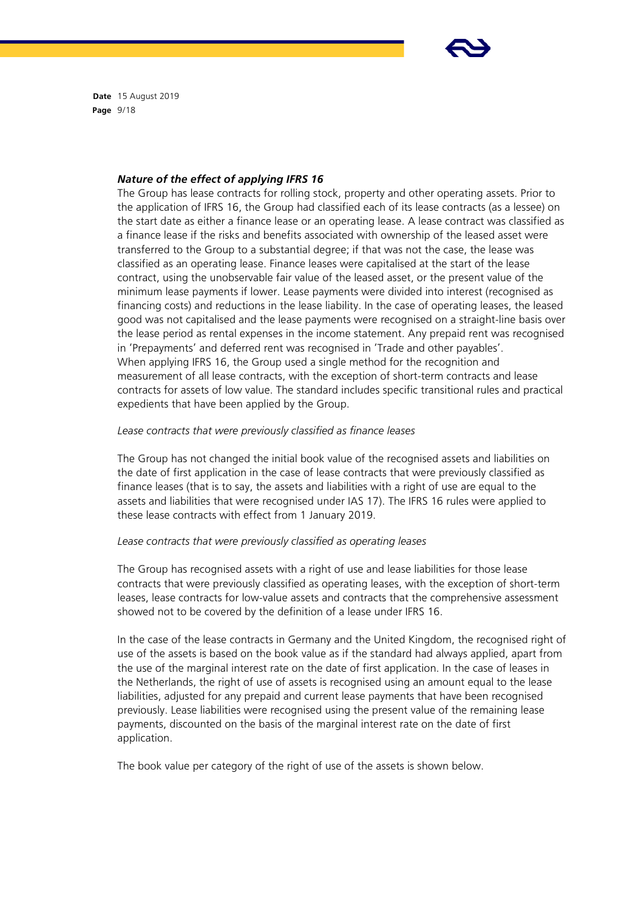### *Nature of the effect of applying IFRS 16*

The Group has lease contracts for rolling stock, property and other operating assets. Prior to the application of IFRS 16, the Group had classified each of its lease contracts (as a lessee) on the start date as either a finance lease or an operating lease. A lease contract was classified as a finance lease if the risks and benefits associated with ownership of the leased asset were transferred to the Group to a substantial degree; if that was not the case, the lease was classified as an operating lease. Finance leases were capitalised at the start of the lease contract, using the unobservable fair value of the leased asset, or the present value of the minimum lease payments if lower. Lease payments were divided into interest (recognised as financing costs) and reductions in the lease liability. In the case of operating leases, the leased good was not capitalised and the lease payments were recognised on a straight-line basis over the lease period as rental expenses in the income statement. Any prepaid rent was recognised in 'Prepayments' and deferred rent was recognised in 'Trade and other payables'.
When applying IFRS 16, the Group used a single method for the recognition and measurement of all lease contracts, with the exception of short-term contracts and lease contracts for assets of low value. The standard includes specific transitional rules and practical expedients that have been applied by the Group.

*Lease contracts that were previously classified as finance leases*

The Group has not changed the initial book value of the recognised assets and liabilities on the date of first application in the case of lease contracts that were previously classified as finance leases (that is to say, the assets and liabilities with a right of use are equal to the assets and liabilities that were recognised under IAS 17). The IFRS 16 rules were applied to these lease contracts with effect from 1 January 2019.

*Lease contracts that were previously classified as operating leases*

The Group has recognised assets with a right of use and lease liabilities for those lease contracts that were previously classified as operating leases, with the exception of short-term leases, lease contracts for low-value assets and contracts that the comprehensive assessment showed not to be covered by the definition of a lease under IFRS 16.

In the case of the lease contracts in Germany and the United Kingdom, the recognised right of use of the assets is based on the book value as if the standard had always applied, apart from the use of the marginal interest rate on the date of first application. In the case of leases in the Netherlands, the right of use of assets is recognised using an amount equal to the lease liabilities, adjusted for any prepaid and current lease payments that have been recognised previously. Lease liabilities were recognised using the present value of the remaining lease payments, discounted on the basis of the marginal interest rate on the date of first application.

The book value per category of the right of use of the assets is shown below.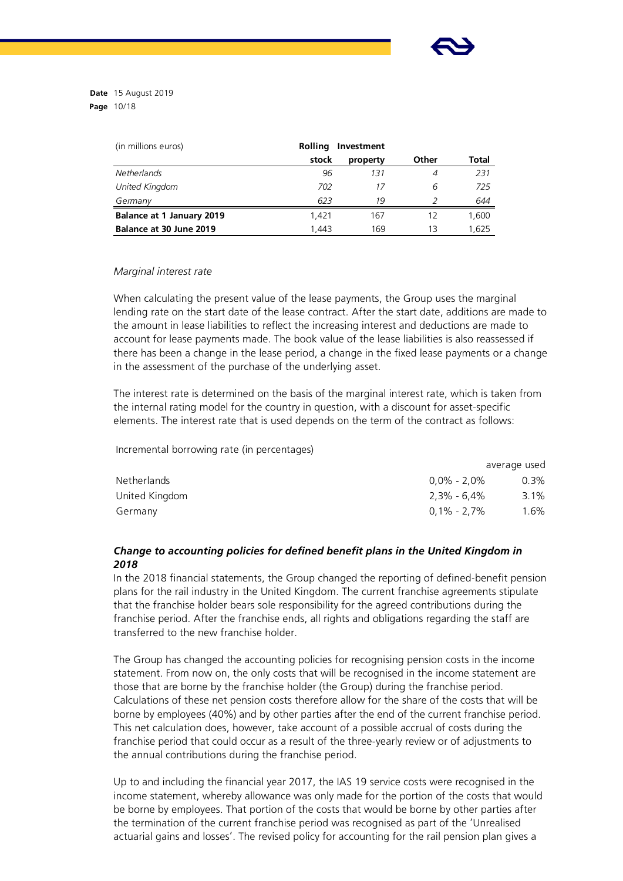| (in millions euros) | Rolling stock | Investment property | Other | Total |
|---|---|---|---|---|
| *Netherlands* | *96* | *131* | *4* | *231* |
| *United Kingdom* | *702* | *17* | *6* | *725* |
| *Germany* | *623* | *19* | *2* | *644* |
| **Balance at 1 January 2019** | 1,421 | 167 | 12 | 1,600 |
| **Balance at 30 June 2019** | 1,443 | 169 | 13 | 1,625 |

*Marginal interest rate*

When calculating the present value of the lease payments, the Group uses the marginal lending rate on the start date of the lease contract. After the start date, additions are made to the amount in lease liabilities to reflect the increasing interest and deductions are made to account for lease payments made. The book value of the lease liabilities is also reassessed if there has been a change in the lease period, a change in the fixed lease payments or a change in the assessment of the purchase of the underlying asset.

The interest rate is determined on the basis of the marginal interest rate, which is taken from the internal rating model for the country in question, with a discount for asset-specific elements. The interest rate that is used depends on the term of the contract as follows:

| Incremental borrowing rate (in percentages) | | average used |
|---|---|---|
| Netherlands | 0,0% - 2,0% | 0.3% |
| United Kingdom | 2,3% - 6,4% | 3.1% |
| Germany | 0,1% - 2,7% | 1.6% |

***Change to accounting policies for defined benefit plans in the United Kingdom in 2018***

In the 2018 financial statements, the Group changed the reporting of defined-benefit pension plans for the rail industry in the United Kingdom. The current franchise agreements stipulate that the franchise holder bears sole responsibility for the agreed contributions during the franchise period. After the franchise ends, all rights and obligations regarding the staff are transferred to the new franchise holder.

The Group has changed the accounting policies for recognising pension costs in the income statement. From now on, the only costs that will be recognised in the income statement are those that are borne by the franchise holder (the Group) during the franchise period. Calculations of these net pension costs therefore allow for the share of the costs that will be borne by employees (40%) and by other parties after the end of the current franchise period. This net calculation does, however, take account of a possible accrual of costs during the franchise period that could occur as a result of the three-yearly review or of adjustments to the annual contributions during the franchise period.

Up to and including the financial year 2017, the IAS 19 service costs were recognised in the income statement, whereby allowance was only made for the portion of the costs that would be borne by employees. That portion of the costs that would be borne by other parties after the termination of the current franchise period was recognised as part of the 'Unrealised actuarial gains and losses'. The revised policy for accounting for the rail pension plan gives a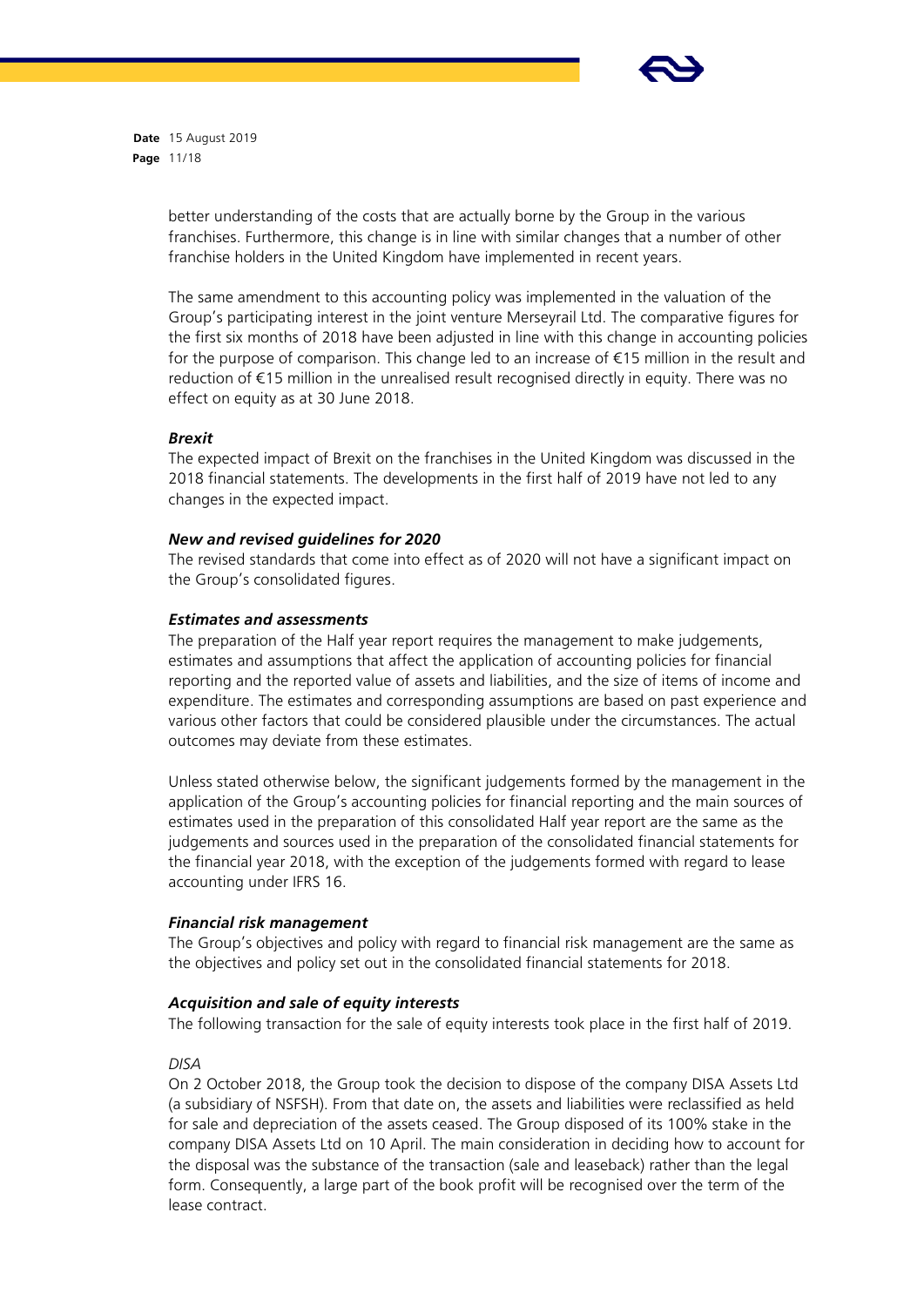better understanding of the costs that are actually borne by the Group in the various franchises. Furthermore, this change is in line with similar changes that a number of other franchise holders in the United Kingdom have implemented in recent years.

The same amendment to this accounting policy was implemented in the valuation of the Group's participating interest in the joint venture Merseyrail Ltd. The comparative figures for the first six months of 2018 have been adjusted in line with this change in accounting policies for the purpose of comparison. This change led to an increase of €15 million in the result and reduction of €15 million in the unrealised result recognised directly in equity. There was no effect on equity as at 30 June 2018.

***Brexit***

The expected impact of Brexit on the franchises in the United Kingdom was discussed in the 2018 financial statements. The developments in the first half of 2019 have not led to any changes in the expected impact.

***New and revised guidelines for 2020***

The revised standards that come into effect as of 2020 will not have a significant impact on the Group's consolidated figures.

***Estimates and assessments***

The preparation of the Half year report requires the management to make judgements, estimates and assumptions that affect the application of accounting policies for financial reporting and the reported value of assets and liabilities, and the size of items of income and expenditure. The estimates and corresponding assumptions are based on past experience and various other factors that could be considered plausible under the circumstances. The actual outcomes may deviate from these estimates.

Unless stated otherwise below, the significant judgements formed by the management in the application of the Group's accounting policies for financial reporting and the main sources of estimates used in the preparation of this consolidated Half year report are the same as the judgements and sources used in the preparation of the consolidated financial statements for the financial year 2018, with the exception of the judgements formed with regard to lease accounting under IFRS 16.

***Financial risk management***

The Group's objectives and policy with regard to financial risk management are the same as the objectives and policy set out in the consolidated financial statements for 2018.

***Acquisition and sale of equity interests***

The following transaction for the sale of equity interests took place in the first half of 2019.

*DISA*

On 2 October 2018, the Group took the decision to dispose of the company DISA Assets Ltd (a subsidiary of NSFSH). From that date on, the assets and liabilities were reclassified as held for sale and depreciation of the assets ceased. The Group disposed of its 100% stake in the company DISA Assets Ltd on 10 April. The main consideration in deciding how to account for the disposal was the substance of the transaction (sale and leaseback) rather than the legal form. Consequently, a large part of the book profit will be recognised over the term of the lease contract.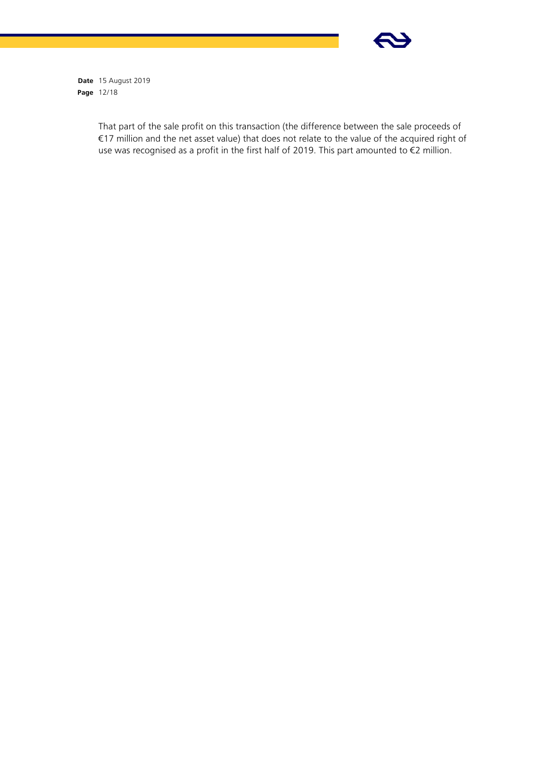That part of the sale profit on this transaction (the difference between the sale proceeds of €17 million and the net asset value) that does not relate to the value of the acquired right of use was recognised as a profit in the first half of 2019. This part amounted to €2 million.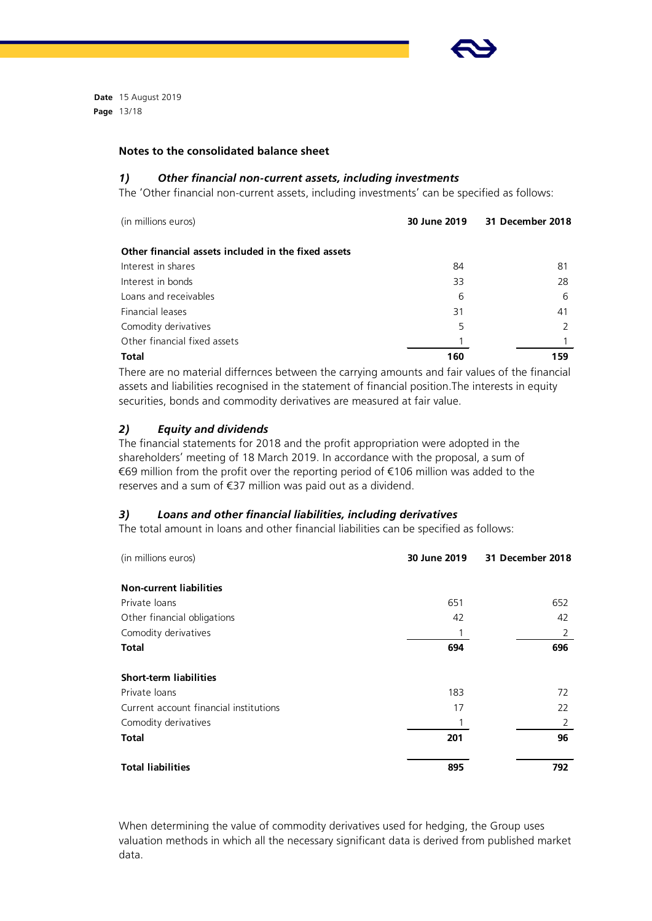## Notes to the consolidated balance sheet

### *1) Other financial non-current assets, including investments*

The 'Other financial non-current assets, including investments' can be specified as follows:

| (in millions euros) | 30 June 2019 | 31 December 2018 |
|---|---|---|
| **Other financial assets included in the fixed assets** | | |
| Interest in shares | 84 | 81 |
| Interest in bonds | 33 | 28 |
| Loans and receivables | 6 | 6 |
| Financial leases | 31 | 41 |
| Comodity derivatives | 5 | 2 |
| Other financial fixed assets | 1 | 1 |
| **Total** | **160** | **159** |

There are no material differnces between the carrying amounts and fair values of the financial assets and liabilities recognised in the statement of financial position.The interests in equity securities, bonds and commodity derivatives are measured at fair value.

### *2) Equity and dividends*

The financial statements for 2018 and the profit appropriation were adopted in the shareholders' meeting of 18 March 2019. In accordance with the proposal, a sum of €69 million from the profit over the reporting period of €106 million was added to the reserves and a sum of €37 million was paid out as a dividend.

### *3) Loans and other financial liabilities, including derivatives*

The total amount in loans and other financial liabilities can be specified as follows:

| (in millions euros) | 30 June 2019 | 31 December 2018 |
|---|---|---|
| **Non-current liabilities** | | |
| Private loans | 651 | 652 |
| Other financial obligations | 42 | 42 |
| Comodity derivatives | 1 | 2 |
| **Total** | **694** | **696** |
| | | |
| **Short-term liabilities** | | |
| Private loans | 183 | 72 |
| Current account financial institutions | 17 | 22 |
| Comodity derivatives | 1 | 2 |
| **Total** | **201** | **96** |
| | | |
| **Total liabilities** | **895** | **792** |

When determining the value of commodity derivatives used for hedging, the Group uses valuation methods in which all the necessary significant data is derived from published market data.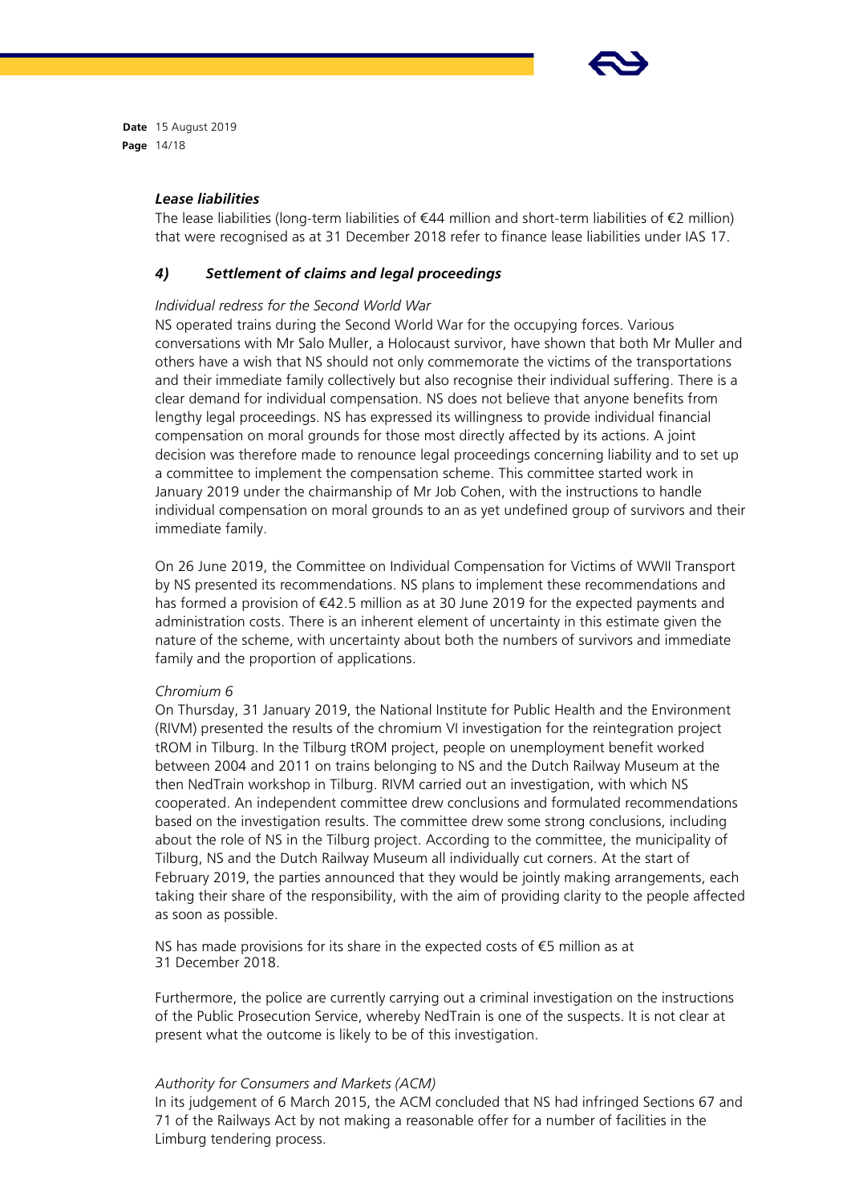### *Lease liabilities*

The lease liabilities (long-term liabilities of €44 million and short-term liabilities of €2 million) that were recognised as at 31 December 2018 refer to finance lease liabilities under IAS 17.

## *4) Settlement of claims and legal proceedings*

*Individual redress for the Second World War*

NS operated trains during the Second World War for the occupying forces. Various conversations with Mr Salo Muller, a Holocaust survivor, have shown that both Mr Muller and others have a wish that NS should not only commemorate the victims of the transportations and their immediate family collectively but also recognise their individual suffering. There is a clear demand for individual compensation. NS does not believe that anyone benefits from lengthy legal proceedings. NS has expressed its willingness to provide individual financial compensation on moral grounds for those most directly affected by its actions. A joint decision was therefore made to renounce legal proceedings concerning liability and to set up a committee to implement the compensation scheme. This committee started work in January 2019 under the chairmanship of Mr Job Cohen, with the instructions to handle individual compensation on moral grounds to an as yet undefined group of survivors and their immediate family.

On 26 June 2019, the Committee on Individual Compensation for Victims of WWII Transport by NS presented its recommendations. NS plans to implement these recommendations and has formed a provision of €42.5 million as at 30 June 2019 for the expected payments and administration costs. There is an inherent element of uncertainty in this estimate given the nature of the scheme, with uncertainty about both the numbers of survivors and immediate family and the proportion of applications.

*Chromium 6*

On Thursday, 31 January 2019, the National Institute for Public Health and the Environment (RIVM) presented the results of the chromium VI investigation for the reintegration project tROM in Tilburg. In the Tilburg tROM project, people on unemployment benefit worked between 2004 and 2011 on trains belonging to NS and the Dutch Railway Museum at the then NedTrain workshop in Tilburg. RIVM carried out an investigation, with which NS cooperated. An independent committee drew conclusions and formulated recommendations based on the investigation results. The committee drew some strong conclusions, including about the role of NS in the Tilburg project. According to the committee, the municipality of Tilburg, NS and the Dutch Railway Museum all individually cut corners. At the start of February 2019, the parties announced that they would be jointly making arrangements, each taking their share of the responsibility, with the aim of providing clarity to the people affected as soon as possible.

NS has made provisions for its share in the expected costs of €5 million as at 31 December 2018.

Furthermore, the police are currently carrying out a criminal investigation on the instructions of the Public Prosecution Service, whereby NedTrain is one of the suspects. It is not clear at present what the outcome is likely to be of this investigation.

*Authority for Consumers and Markets (ACM)*

In its judgement of 6 March 2015, the ACM concluded that NS had infringed Sections 67 and 71 of the Railways Act by not making a reasonable offer for a number of facilities in the Limburg tendering process.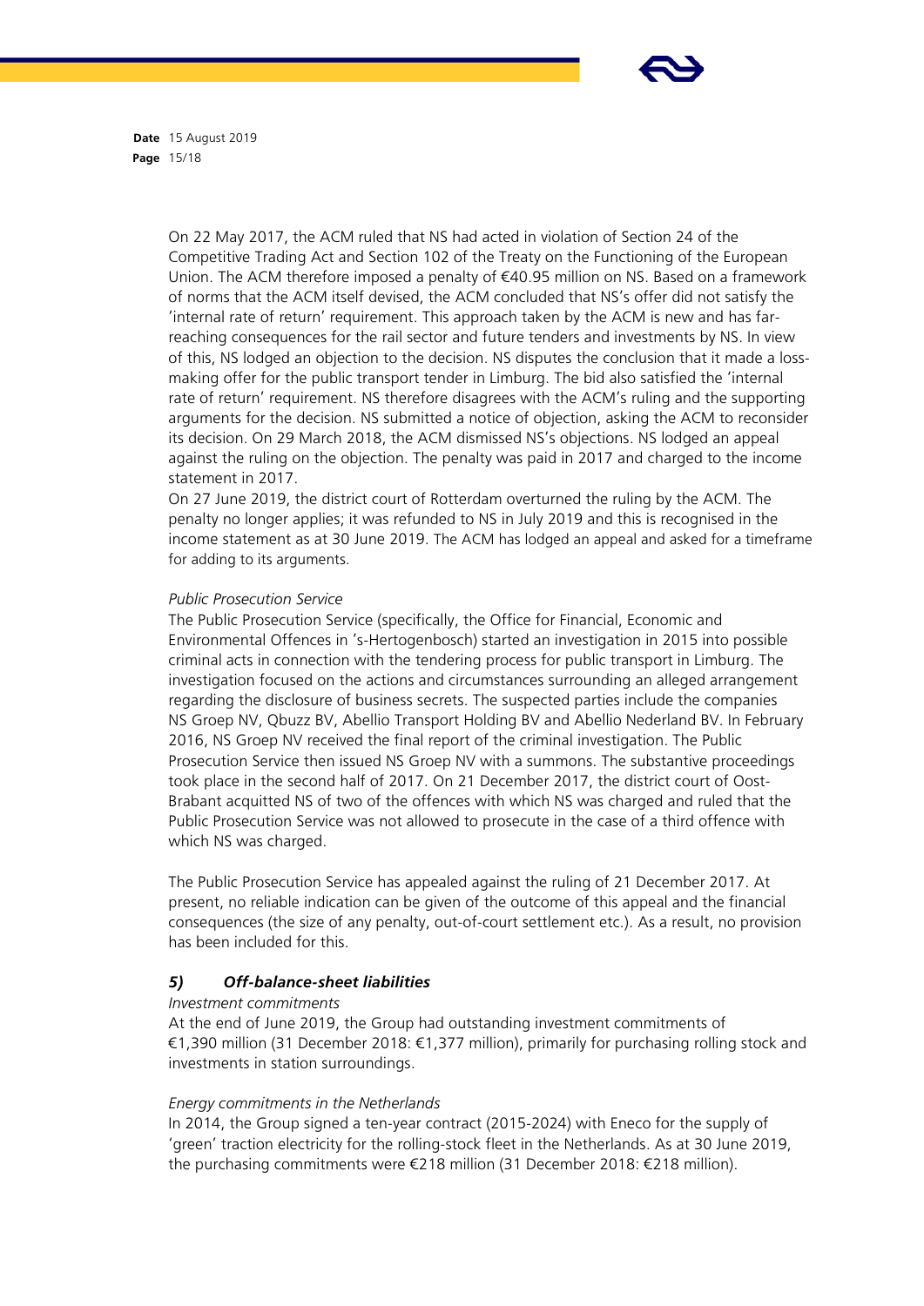On 22 May 2017, the ACM ruled that NS had acted in violation of Section 24 of the Competitive Trading Act and Section 102 of the Treaty on the Functioning of the European Union. The ACM therefore imposed a penalty of €40.95 million on NS. Based on a framework of norms that the ACM itself devised, the ACM concluded that NS's offer did not satisfy the 'internal rate of return' requirement. This approach taken by the ACM is new and has far-reaching consequences for the rail sector and future tenders and investments by NS. In view of this, NS lodged an objection to the decision. NS disputes the conclusion that it made a loss-making offer for the public transport tender in Limburg. The bid also satisfied the 'internal rate of return' requirement. NS therefore disagrees with the ACM's ruling and the supporting arguments for the decision. NS submitted a notice of objection, asking the ACM to reconsider its decision. On 29 March 2018, the ACM dismissed NS's objections. NS lodged an appeal against the ruling on the objection. The penalty was paid in 2017 and charged to the income statement in 2017.

On 27 June 2019, the district court of Rotterdam overturned the ruling by the ACM. The penalty no longer applies; it was refunded to NS in July 2019 and this is recognised in the income statement as at 30 June 2019. The ACM has lodged an appeal and asked for a timeframe for adding to its arguments.

*Public Prosecution Service*

The Public Prosecution Service (specifically, the Office for Financial, Economic and Environmental Offences in 's-Hertogenbosch) started an investigation in 2015 into possible criminal acts in connection with the tendering process for public transport in Limburg. The investigation focused on the actions and circumstances surrounding an alleged arrangement regarding the disclosure of business secrets. The suspected parties include the companies NS Groep NV, Qbuzz BV, Abellio Transport Holding BV and Abellio Nederland BV. In February 2016, NS Groep NV received the final report of the criminal investigation. The Public Prosecution Service then issued NS Groep NV with a summons. The substantive proceedings took place in the second half of 2017. On 21 December 2017, the district court of Oost-Brabant acquitted NS of two of the offences with which NS was charged and ruled that the Public Prosecution Service was not allowed to prosecute in the case of a third offence with which NS was charged.

The Public Prosecution Service has appealed against the ruling of 21 December 2017. At present, no reliable indication can be given of the outcome of this appeal and the financial consequences (the size of any penalty, out-of-court settlement etc.). As a result, no provision has been included for this.

### *5) Off-balance-sheet liabilities*

*Investment commitments*

At the end of June 2019, the Group had outstanding investment commitments of €1,390 million (31 December 2018: €1,377 million), primarily for purchasing rolling stock and investments in station surroundings.

*Energy commitments in the Netherlands*

In 2014, the Group signed a ten-year contract (2015-2024) with Eneco for the supply of 'green' traction electricity for the rolling-stock fleet in the Netherlands. As at 30 June 2019, the purchasing commitments were €218 million (31 December 2018: €218 million).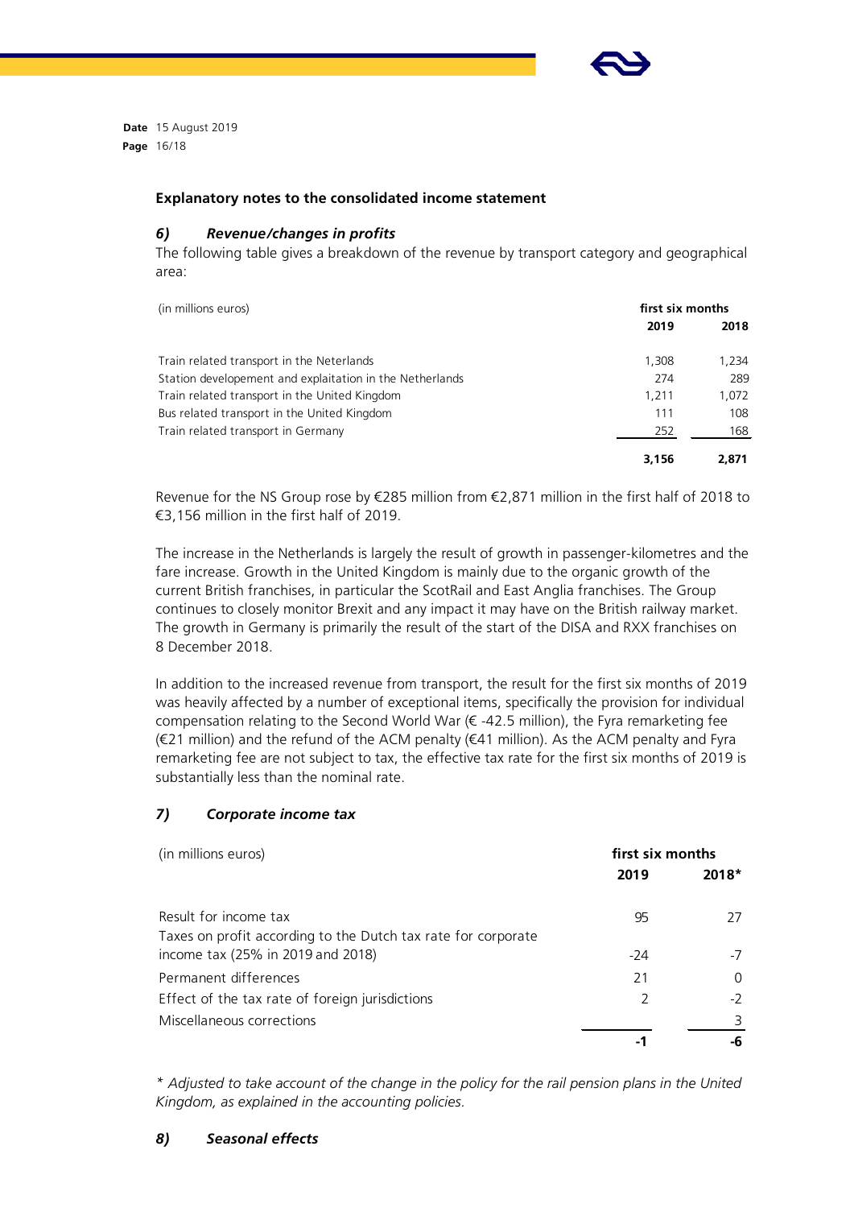## Explanatory notes to the consolidated income statement

### *6) Revenue/changes in profits*

The following table gives a breakdown of the revenue by transport category and geographical area:

| (in millions euros) | first six months | |
|---|---|---|
| | **2019** | **2018** |
| Train related transport in the Neterlands | 1,308 | 1,234 |
| Station developement and explaitation in the Netherlands | 274 | 289 |
| Train related transport in the United Kingdom | 1,211 | 1,072 |
| Bus related transport in the United Kingdom | 111 | 108 |
| Train related transport in Germany | 252 | 168 |
| | **3,156** | **2,871** |

Revenue for the NS Group rose by €285 million from €2,871 million in the first half of 2018 to €3,156 million in the first half of 2019.

The increase in the Netherlands is largely the result of growth in passenger-kilometres and the fare increase. Growth in the United Kingdom is mainly due to the organic growth of the current British franchises, in particular the ScotRail and East Anglia franchises. The Group continues to closely monitor Brexit and any impact it may have on the British railway market. The growth in Germany is primarily the result of the start of the DISA and RXX franchises on 8 December 2018.

In addition to the increased revenue from transport, the result for the first six months of 2019 was heavily affected by a number of exceptional items, specifically the provision for individual compensation relating to the Second World War (€ -42.5 million), the Fyra remarketing fee (€21 million) and the refund of the ACM penalty (€41 million). As the ACM penalty and Fyra remarketing fee are not subject to tax, the effective tax rate for the first six months of 2019 is substantially less than the nominal rate.

### *7) Corporate income tax*

| (in millions euros) | first six months | |
|---|---|---|
| | **2019** | **2018*** |
| Result for income tax | 95 | 27 |
| Taxes on profit according to the Dutch tax rate for corporate income tax (25% in 2019 and 2018) | -24 | -7 |
| Permanent differences | 21 | 0 |
| Effect of the tax rate of foreign jurisdictions | 2 | -2 |
| Miscellaneous corrections | | 3 |
| | **-1** | **-6** |

*\* Adjusted to take account of the change in the policy for the rail pension plans in the United Kingdom, as explained in the accounting policies.*

### *8) Seasonal effects*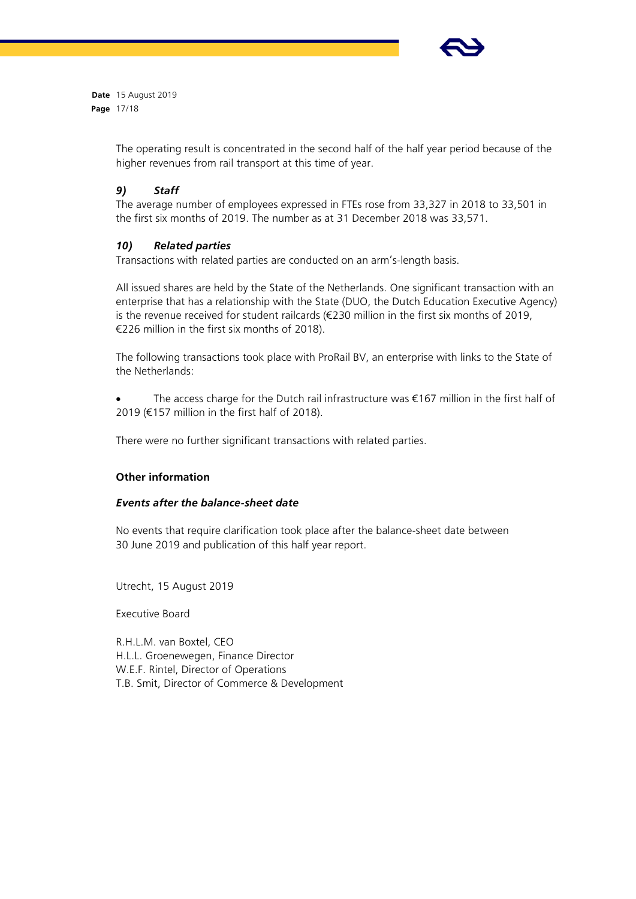The operating result is concentrated in the second half of the half year period because of the higher revenues from rail transport at this time of year.

### *9) Staff*

The average number of employees expressed in FTEs rose from 33,327 in 2018 to 33,501 in the first six months of 2019. The number as at 31 December 2018 was 33,571.

### *10) Related parties*

Transactions with related parties are conducted on an arm's-length basis.

All issued shares are held by the State of the Netherlands. One significant transaction with an enterprise that has a relationship with the State (DUO, the Dutch Education Executive Agency) is the revenue received for student railcards (€230 million in the first six months of 2019, €226 million in the first six months of 2018).

The following transactions took place with ProRail BV, an enterprise with links to the State of the Netherlands:

- The access charge for the Dutch rail infrastructure was €167 million in the first half of 2019 (€157 million in the first half of 2018).

There were no further significant transactions with related parties.

## Other information

### *Events after the balance-sheet date*

No events that require clarification took place after the balance-sheet date between 30 June 2019 and publication of this half year report.

Utrecht, 15 August 2019

Executive Board

R.H.L.M. van Boxtel, CEO
H.L.L. Groenewegen, Finance Director
W.E.F. Rintel, Director of Operations
T.B. Smit, Director of Commerce & Development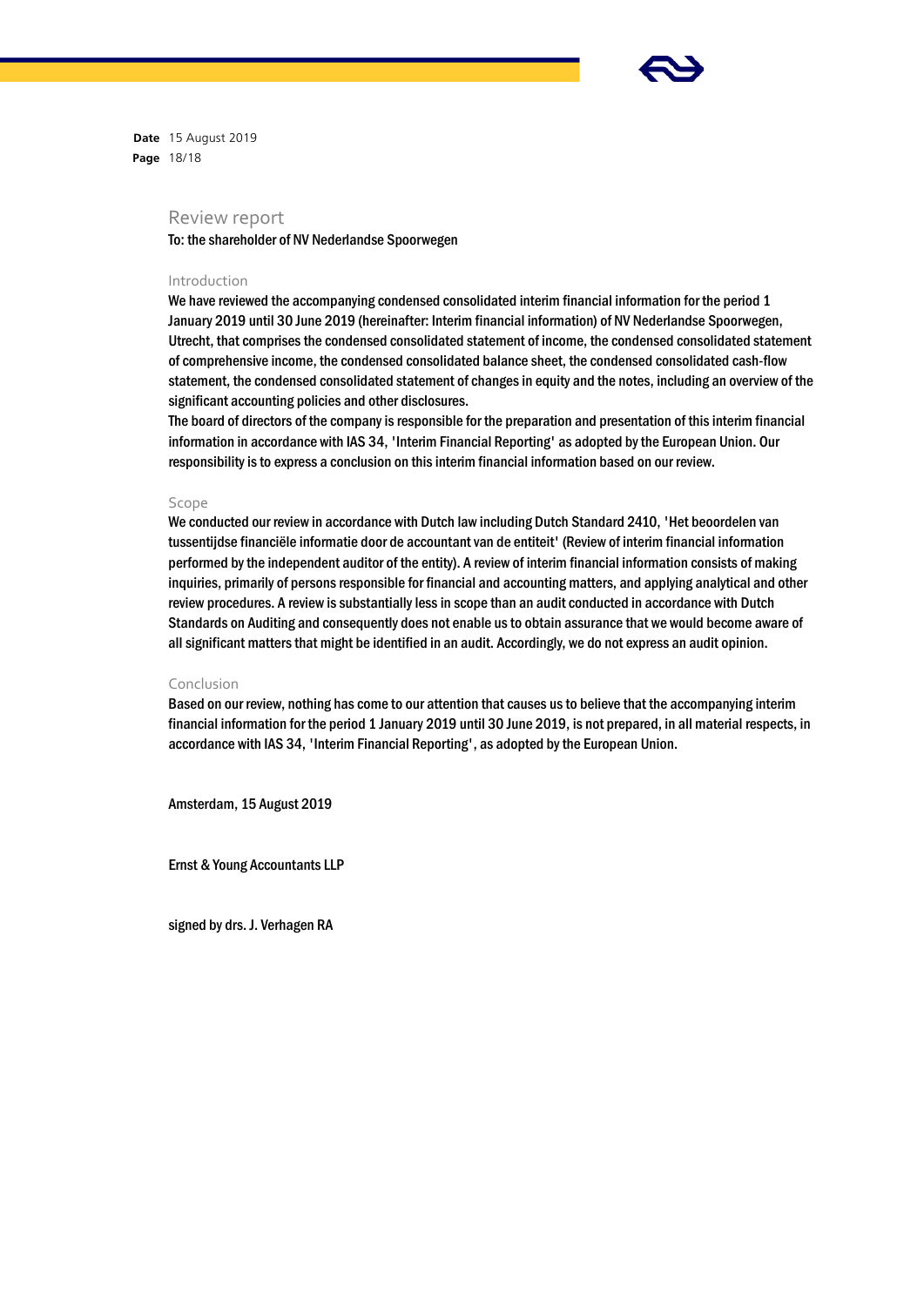## Review report

To: the shareholder of NV Nederlandse Spoorwegen

### Introduction

We have reviewed the accompanying condensed consolidated interim financial information for the period 1 January 2019 until 30 June 2019 (hereinafter: Interim financial information) of NV Nederlandse Spoorwegen, Utrecht, that comprises the condensed consolidated statement of income, the condensed consolidated statement of comprehensive income, the condensed consolidated balance sheet, the condensed consolidated cash-flow statement, the condensed consolidated statement of changes in equity and the notes, including an overview of the significant accounting policies and other disclosures.

The board of directors of the company is responsible for the preparation and presentation of this interim financial information in accordance with IAS 34, 'Interim Financial Reporting' as adopted by the European Union. Our responsibility is to express a conclusion on this interim financial information based on our review.

### Scope

We conducted our review in accordance with Dutch law including Dutch Standard 2410, 'Het beoordelen van tussentijdse financiële informatie door de accountant van de entiteit' (Review of interim financial information performed by the independent auditor of the entity). A review of interim financial information consists of making inquiries, primarily of persons responsible for financial and accounting matters, and applying analytical and other review procedures. A review is substantially less in scope than an audit conducted in accordance with Dutch Standards on Auditing and consequently does not enable us to obtain assurance that we would become aware of all significant matters that might be identified in an audit. Accordingly, we do not express an audit opinion.

### Conclusion

Based on our review, nothing has come to our attention that causes us to believe that the accompanying interim financial information for the period 1 January 2019 until 30 June 2019, is not prepared, in all material respects, in accordance with IAS 34, 'Interim Financial Reporting', as adopted by the European Union.

Amsterdam, 15 August 2019

Ernst & Young Accountants LLP

signed by drs. J. Verhagen RA